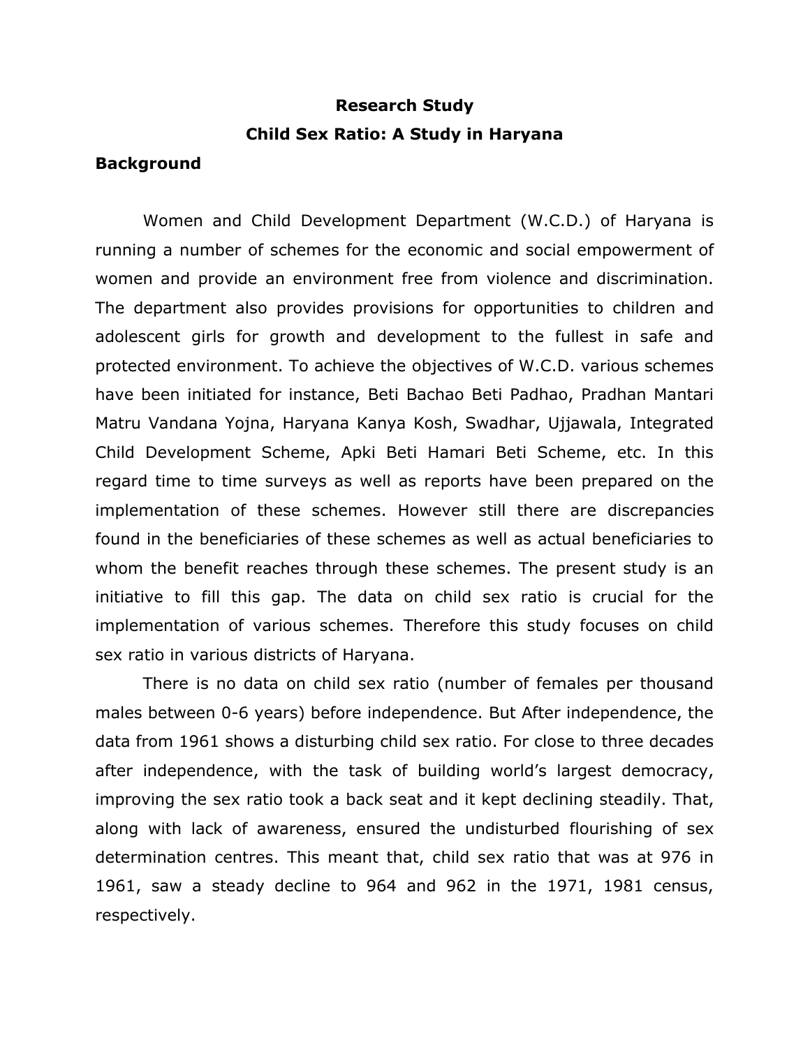# Research Study

## Child Sex Ratio: A Study in Haryana

### Background

Women and Child Development Department (W.C.D.) of Haryana is running a number of schemes for the economic and social empowerment of women and provide an environment free from violence and discrimination. The department also provides provisions for opportunities to children and adolescent girls for growth and development to the fullest in safe and protected environment. To achieve the objectives of W.C.D. various schemes have been initiated for instance, Beti Bachao Beti Padhao, Pradhan Mantari Matru Vandana Yojna, Haryana Kanya Kosh, Swadhar, Ujjawala, Integrated Child Development Scheme, Apki Beti Hamari Beti Scheme, etc. In this regard time to time surveys as well as reports have been prepared on the implementation of these schemes. However still there are discrepancies found in the beneficiaries of these schemes as well as actual beneficiaries to whom the benefit reaches through these schemes. The present study is an initiative to fill this gap. The data on child sex ratio is crucial for the implementation of various schemes. Therefore this study focuses on child sex ratio in various districts of Haryana.

There is no data on child sex ratio (number of females per thousand males between 0-6 years) before independence. But After independence, the data from 1961 shows a disturbing child sex ratio. For close to three decades after independence, with the task of building world's largest democracy, improving the sex ratio took a back seat and it kept declining steadily. That, along with lack of awareness, ensured the undisturbed flourishing of sex determination centres. This meant that, child sex ratio that was at 976 in 1961, saw a steady decline to 964 and 962 in the 1971, 1981 census, respectively.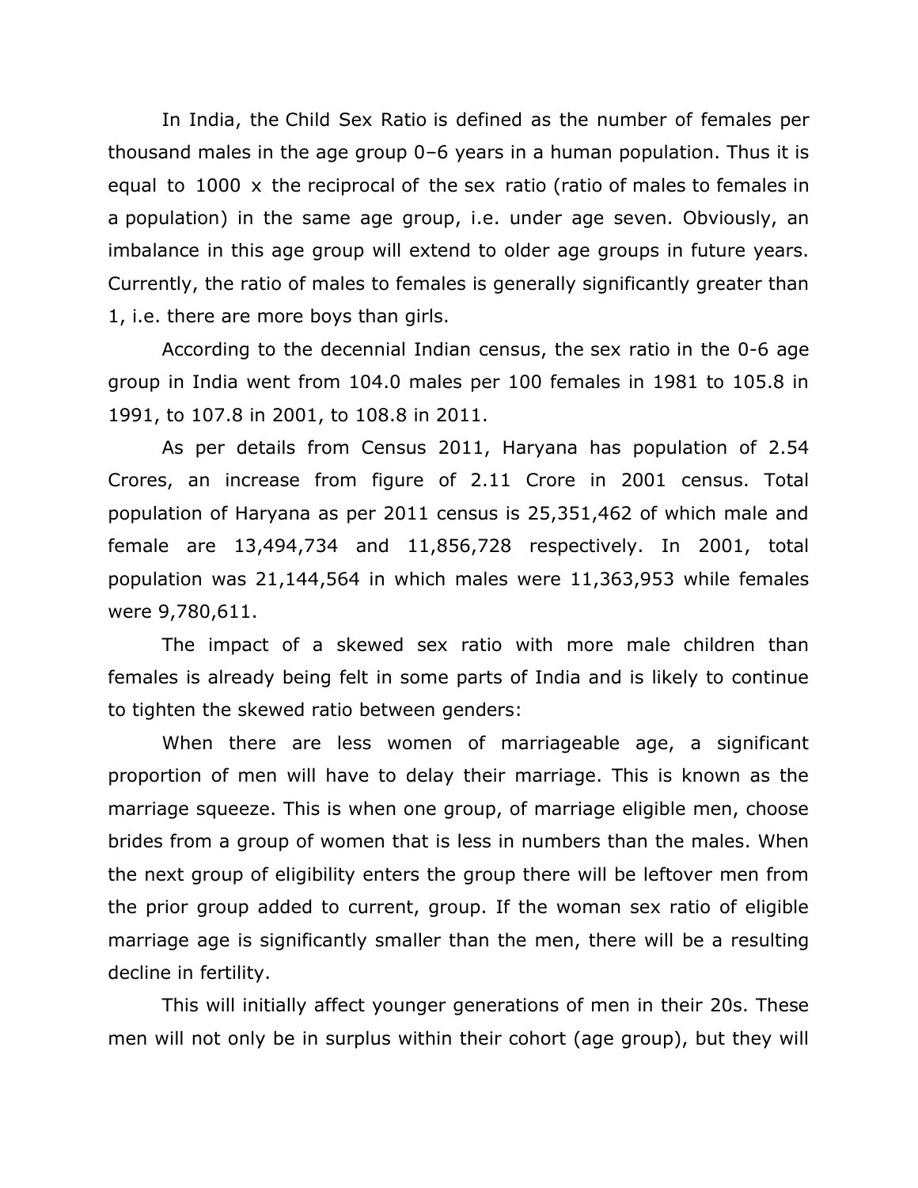In India, the Child Sex Ratio is defined as the number of females per thousand males in the age group 0–6 years in a human population. Thus it is equal to 1000 x the reciprocal of the sex ratio (ratio of males to females in a population) in the same age group, i.e. under age seven. Obviously, an imbalance in this age group will extend to older age groups in future years. Currently, the ratio of males to females is generally significantly greater than 1, i.e. there are more boys than girls.

According to the decennial Indian census, the sex ratio in the 0-6 age group in India went from 104.0 males per 100 females in 1981 to 105.8 in 1991, to 107.8 in 2001, to 108.8 in 2011.

As per details from Census 2011, Haryana has population of 2.54 Crores, an increase from figure of 2.11 Crore in 2001 census. Total population of Haryana as per 2011 census is 25,351,462 of which male and female are 13,494,734 and 11,856,728 respectively. In 2001, total population was 21,144,564 in which males were 11,363,953 while females were 9,780,611.

The impact of a skewed sex ratio with more male children than females is already being felt in some parts of India and is likely to continue to tighten the skewed ratio between genders:

When there are less women of marriageable age, a significant proportion of men will have to delay their marriage. This is known as the marriage squeeze. This is when one group, of marriage eligible men, choose brides from a group of women that is less in numbers than the males. When the next group of eligibility enters the group there will be leftover men from the prior group added to current, group. If the woman sex ratio of eligible marriage age is significantly smaller than the men, there will be a resulting decline in fertility.

This will initially affect younger generations of men in their 20s. These men will not only be in surplus within their cohort (age group), but they will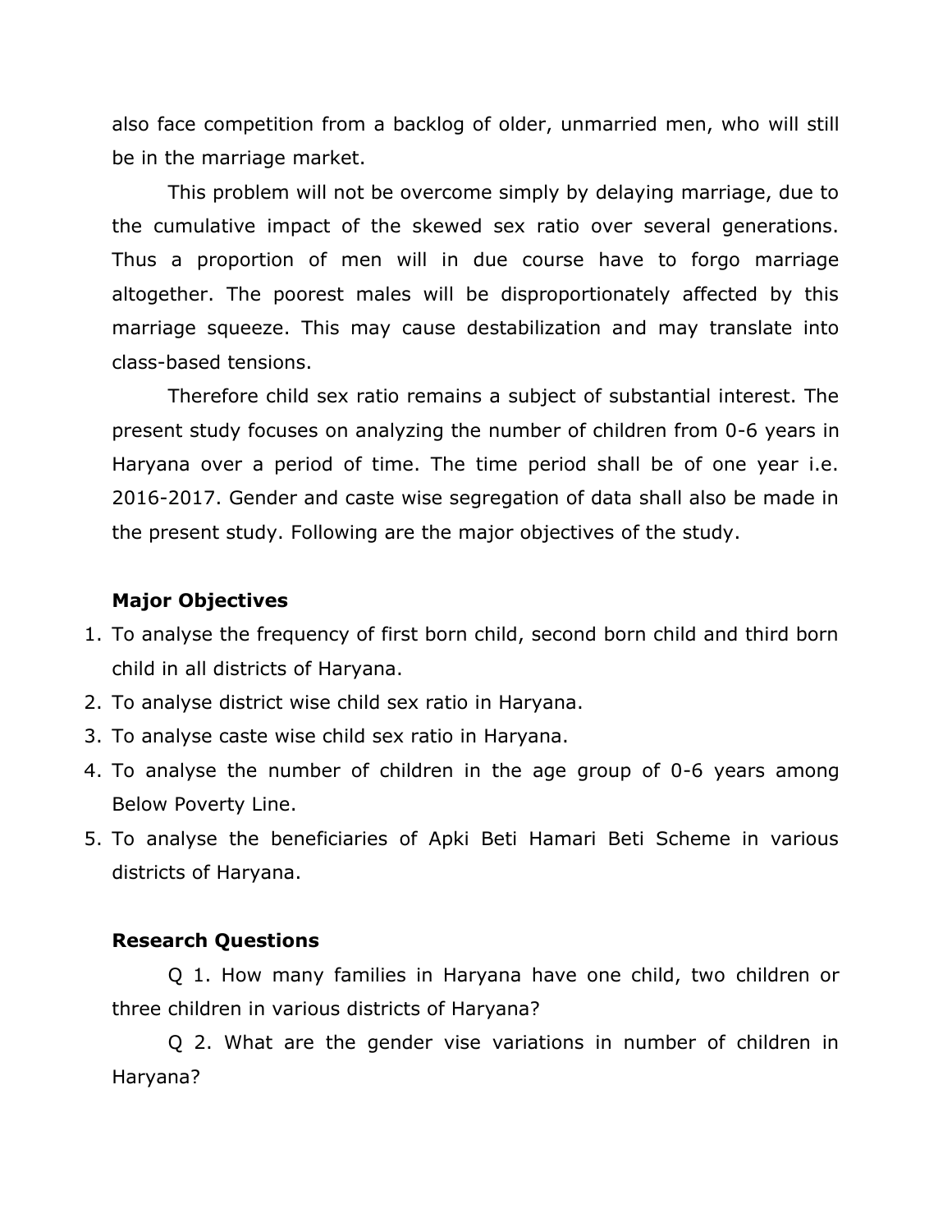also face competition from a backlog of older, unmarried men, who will still be in the marriage market.

This problem will not be overcome simply by delaying marriage, due to the cumulative impact of the skewed sex ratio over several generations. Thus a proportion of men will in due course have to forgo marriage altogether. The poorest males will be disproportionately affected by this marriage squeeze. This may cause destabilization and may translate into class-based tensions.

Therefore child sex ratio remains a subject of substantial interest. The present study focuses on analyzing the number of children from 0-6 years in Haryana over a period of time. The time period shall be of one year i.e. 2016-2017. Gender and caste wise segregation of data shall also be made in the present study. Following are the major objectives of the study.

### Major Objectives

1. To analyse the frequency of first born child, second born child and third born child in all districts of Haryana.
2. To analyse district wise child sex ratio in Haryana.
3. To analyse caste wise child sex ratio in Haryana.
4. To analyse the number of children in the age group of 0-6 years among Below Poverty Line.
5. To analyse the beneficiaries of Apki Beti Hamari Beti Scheme in various districts of Haryana.

### Research Questions

Q 1. How many families in Haryana have one child, two children or three children in various districts of Haryana?

Q 2. What are the gender vise variations in number of children in Haryana?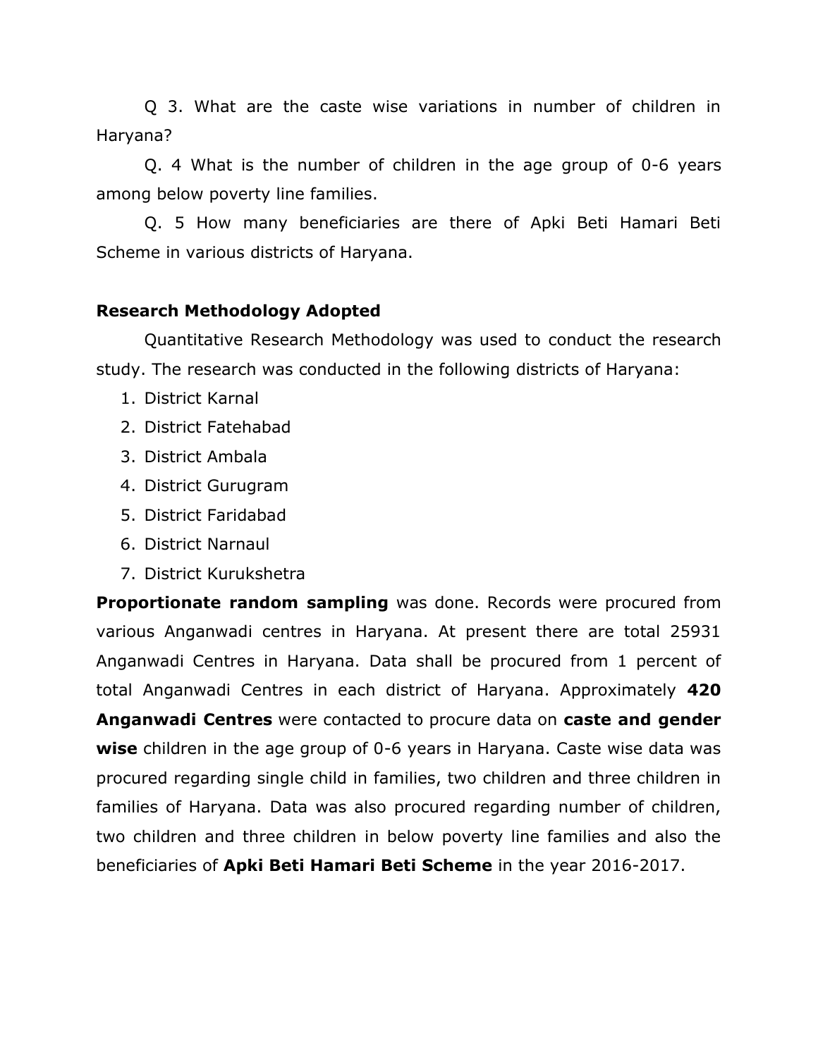Q 3. What are the caste wise variations in number of children in Haryana?

Q. 4 What is the number of children in the age group of 0-6 years among below poverty line families.

Q. 5 How many beneficiaries are there of Apki Beti Hamari Beti Scheme in various districts of Haryana.

**Research Methodology Adopted**

Quantitative Research Methodology was used to conduct the research study. The research was conducted in the following districts of Haryana:

1. District Karnal
2. District Fatehabad
3. District Ambala
4. District Gurugram
5. District Faridabad
6. District Narnaul
7. District Kurukshetra

**Proportionate random sampling** was done. Records were procured from various Anganwadi centres in Haryana. At present there are total 25931 Anganwadi Centres in Haryana. Data shall be procured from 1 percent of total Anganwadi Centres in each district of Haryana. Approximately **420 Anganwadi Centres** were contacted to procure data on **caste and gender wise** children in the age group of 0-6 years in Haryana. Caste wise data was procured regarding single child in families, two children and three children in families of Haryana. Data was also procured regarding number of children, two children and three children in below poverty line families and also the beneficiaries of **Apki Beti Hamari Beti Scheme** in the year 2016-2017.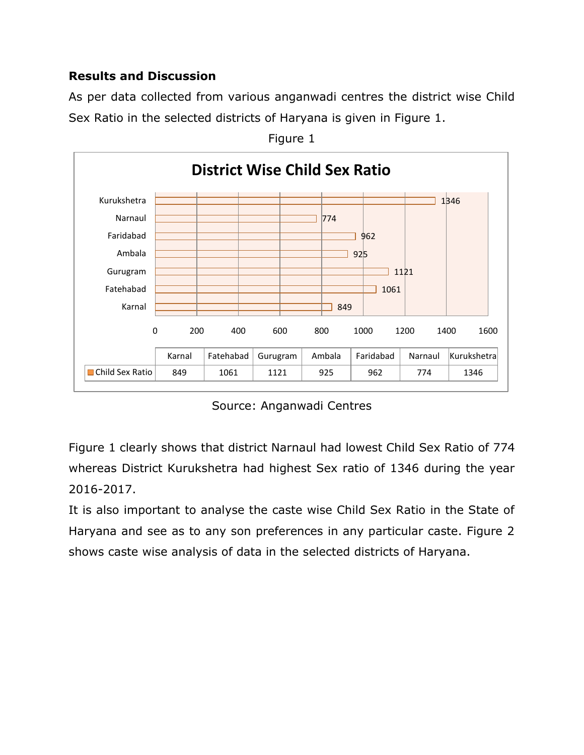## Results and Discussion

As per data collected from various anganwadi centres the district wise Child Sex Ratio in the selected districts of Haryana is given in Figure 1.

Figure 1

**District Wise Child Sex Ratio**

| | Karnal | Fatehabad | Gurugram | Ambala | Faridabad | Narnaul | Kurukshetra |
|---|---|---|---|---|---|---|---|
| Child Sex Ratio | 849 | 1061 | 1121 | 925 | 962 | 774 | 1346 |

Source: Anganwadi Centres

Figure 1 clearly shows that district Narnaul had lowest Child Sex Ratio of 774 whereas District Kurukshetra had highest Sex ratio of 1346 during the year 2016-2017.

It is also important to analyse the caste wise Child Sex Ratio in the State of Haryana and see as to any son preferences in any particular caste. Figure 2 shows caste wise analysis of data in the selected districts of Haryana.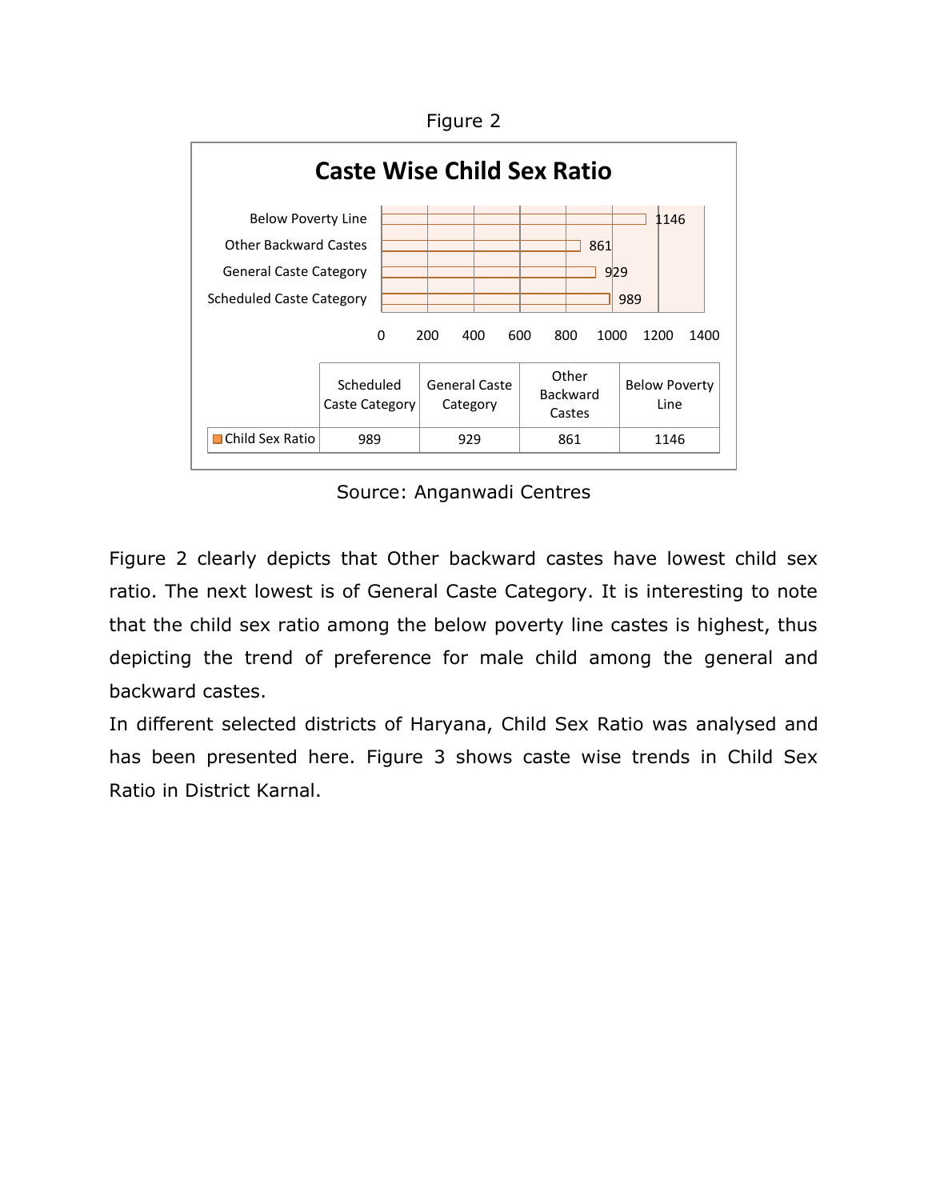Figure 2

**Caste Wise Child Sex Ratio**

| | Scheduled Caste Category | General Caste Category | Other Backward Castes | Below Poverty Line |
|---|---|---|---|---|
| Child Sex Ratio | 989 | 929 | 861 | 1146 |

Source: Anganwadi Centres

Figure 2 clearly depicts that Other backward castes have lowest child sex ratio. The next lowest is of General Caste Category. It is interesting to note that the child sex ratio among the below poverty line castes is highest, thus depicting the trend of preference for male child among the general and backward castes.

In different selected districts of Haryana, Child Sex Ratio was analysed and has been presented here. Figure 3 shows caste wise trends in Child Sex Ratio in District Karnal.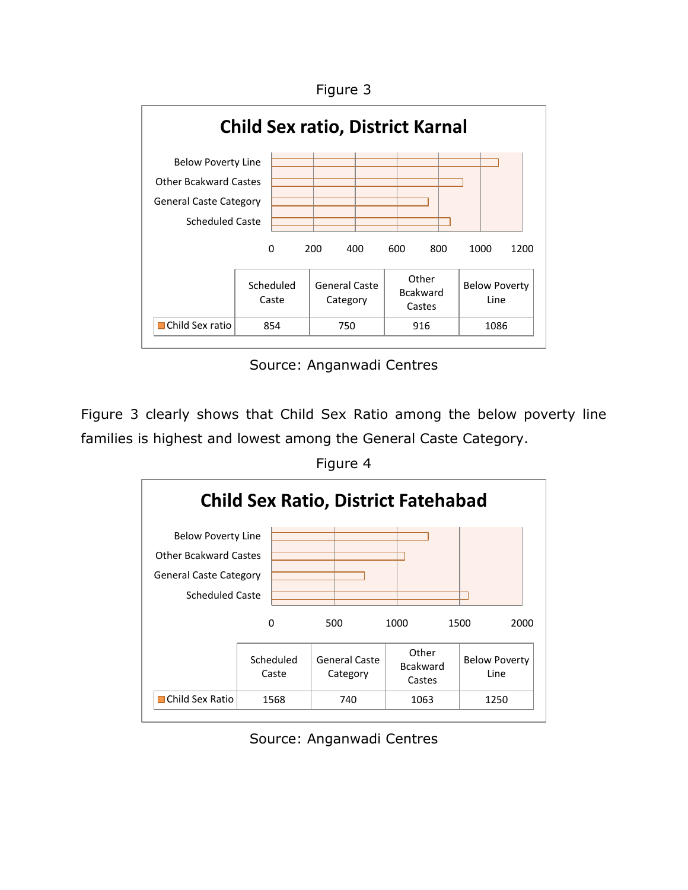Figure 3

**Child Sex ratio, District Karnal**

| | Scheduled Caste | General Caste Category | Other Bcakward Castes | Below Poverty Line |
|---|---|---|---|---|
| Child Sex ratio | 854 | 750 | 916 | 1086 |

Source: Anganwadi Centres

Figure 3 clearly shows that Child Sex Ratio among the below poverty line families is highest and lowest among the General Caste Category.

Figure 4

**Child Sex Ratio, District Fatehabad**

| | Scheduled Caste | General Caste Category | Other Bcakward Castes | Below Poverty Line |
|---|---|---|---|---|
| Child Sex Ratio | 1568 | 740 | 1063 | 1250 |

Source: Anganwadi Centres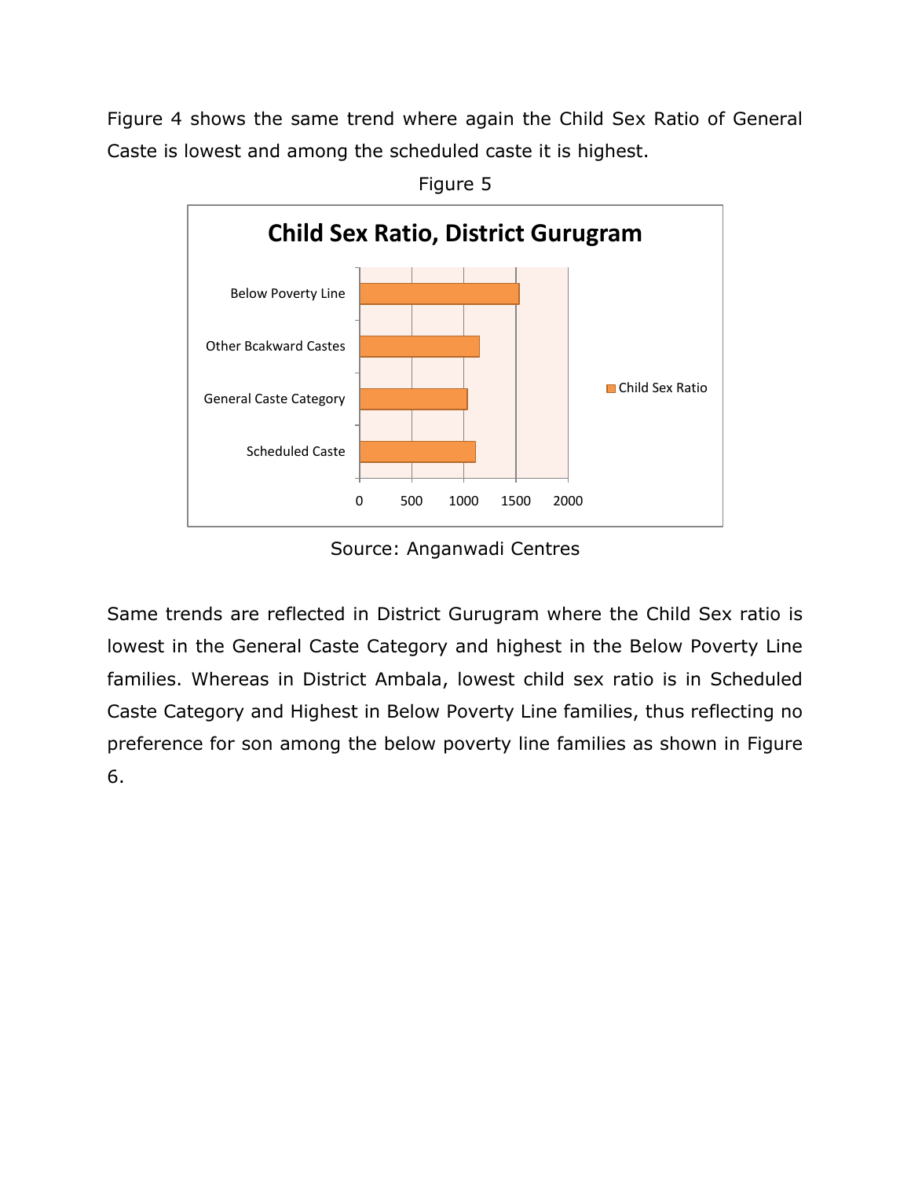Figure 4 shows the same trend where again the Child Sex Ratio of General Caste is lowest and among the scheduled caste it is highest.

Figure 5

**Child Sex Ratio, District Gurugram**

Below Poverty Line

Other Bcakward Castes

General Caste Category

Scheduled Caste

0 500 1000 1500 2000

Child Sex Ratio

Source: Anganwadi Centres

Same trends are reflected in District Gurugram where the Child Sex ratio is lowest in the General Caste Category and highest in the Below Poverty Line families. Whereas in District Ambala, lowest child sex ratio is in Scheduled Caste Category and Highest in Below Poverty Line families, thus reflecting no preference for son among the below poverty line families as shown in Figure 6.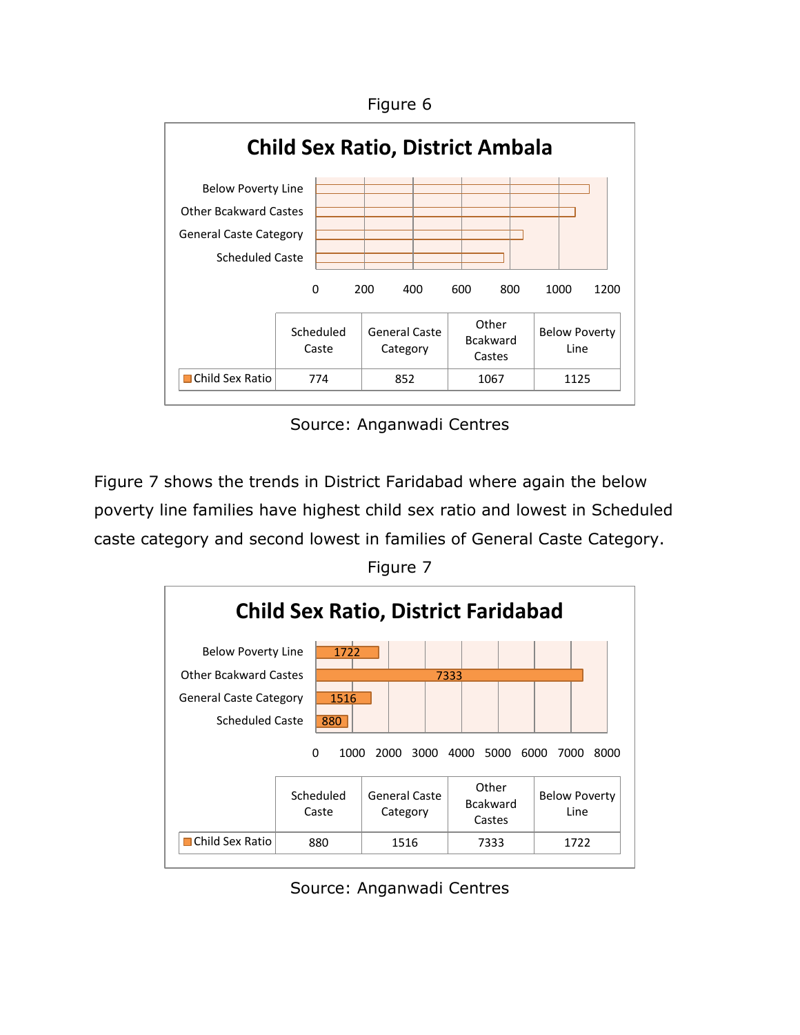Figure 6

**Child Sex Ratio, District Ambala**

| | Scheduled Caste | General Caste Category | Other Bcakward Castes | Below Poverty Line |
|---|---|---|---|---|
| Child Sex Ratio | 774 | 852 | 1067 | 1125 |

Source: Anganwadi Centres

Figure 7 shows the trends in District Faridabad where again the below poverty line families have highest child sex ratio and lowest in Scheduled caste category and second lowest in families of General Caste Category.

Figure 7

**Child Sex Ratio, District Faridabad**

| | Scheduled Caste | General Caste Category | Other Bcakward Castes | Below Poverty Line |
|---|---|---|---|---|
| Child Sex Ratio | 880 | 1516 | 7333 | 1722 |

Source: Anganwadi Centres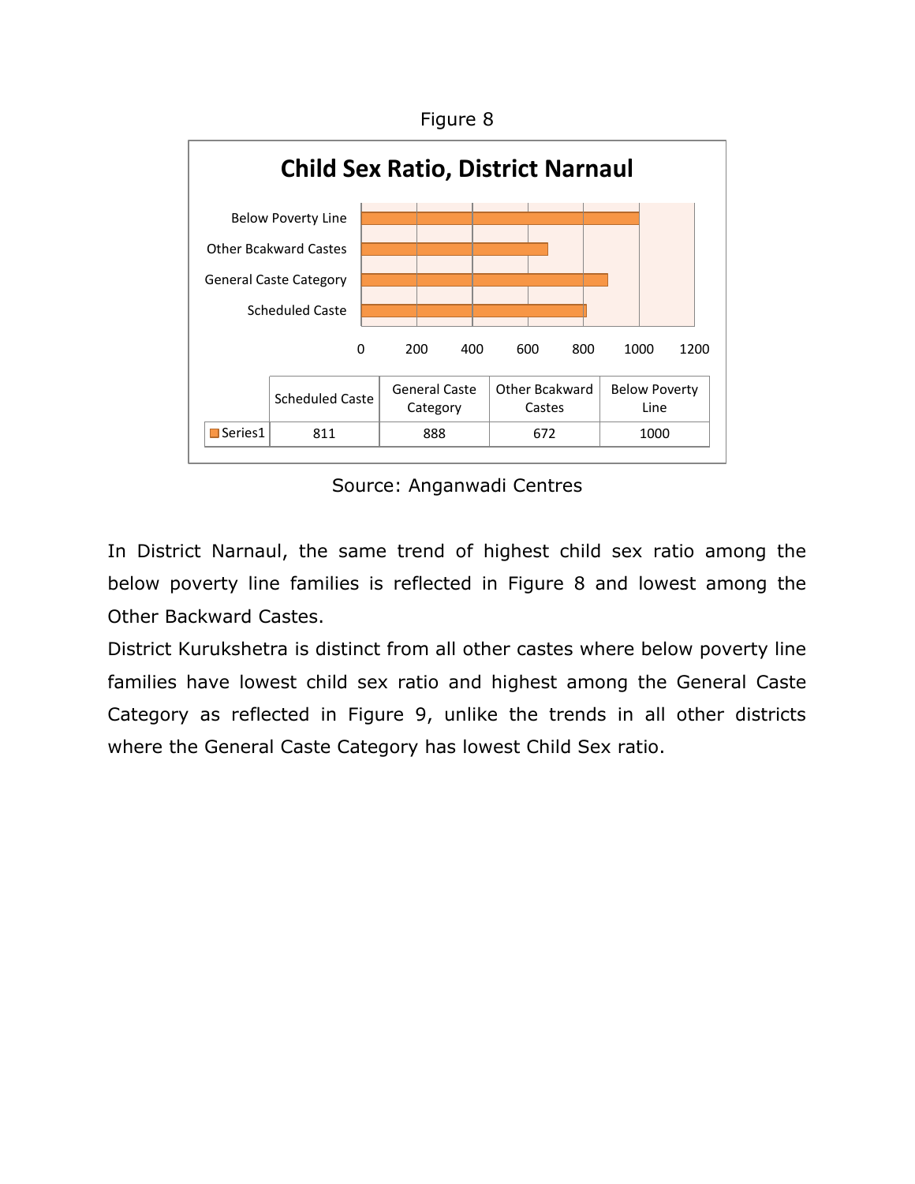Figure 8

**Child Sex Ratio, District Narnaul**

| | Scheduled Caste | General Caste Category | Other Bcakward Castes | Below Poverty Line |
|---|---|---|---|---|
| Series1 | 811 | 888 | 672 | 1000 |

Source: Anganwadi Centres

In District Narnaul, the same trend of highest child sex ratio among the below poverty line families is reflected in Figure 8 and lowest among the Other Backward Castes.

District Kurukshetra is distinct from all other castes where below poverty line families have lowest child sex ratio and highest among the General Caste Category as reflected in Figure 9, unlike the trends in all other districts where the General Caste Category has lowest Child Sex ratio.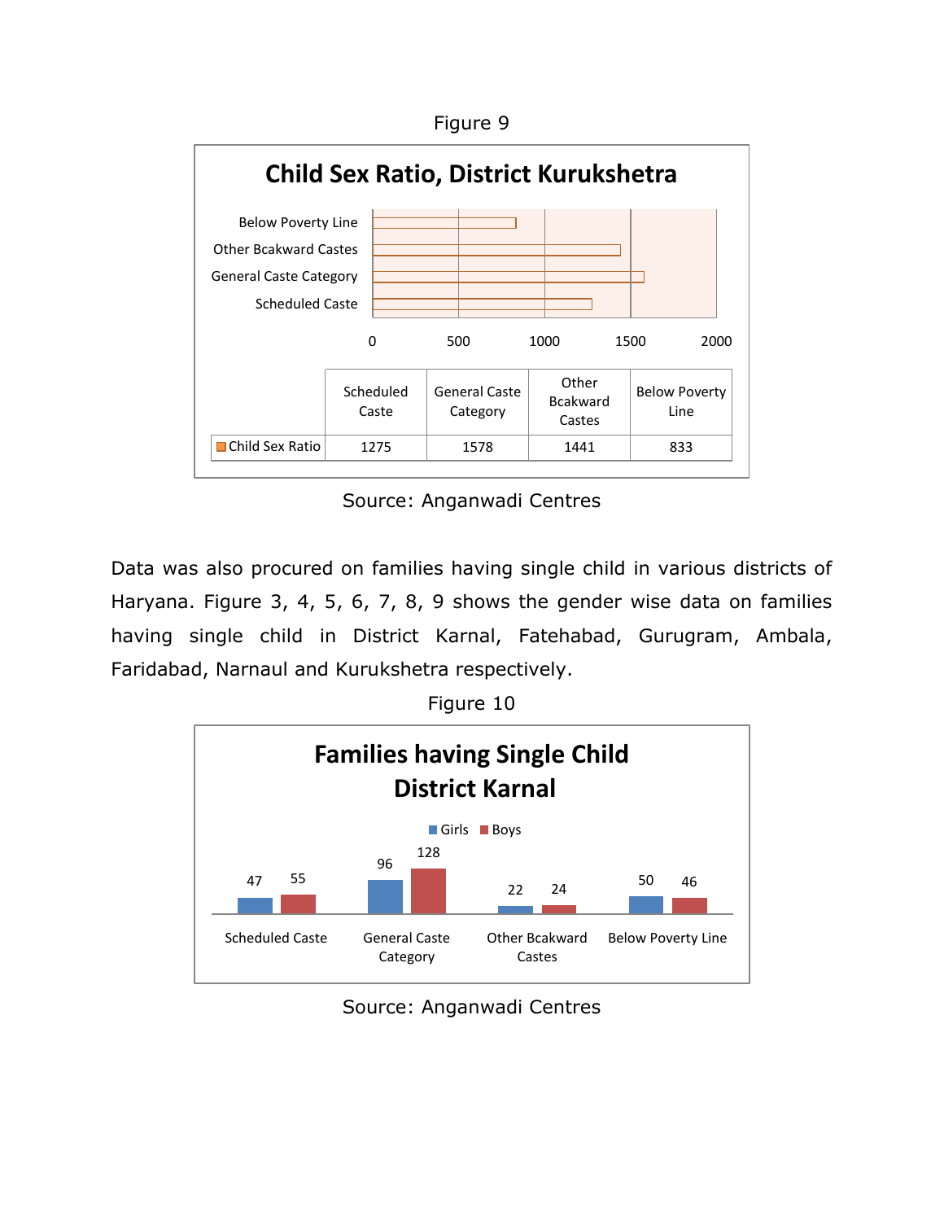Figure 9

**Child Sex Ratio, District Kurukshetra**

| | Scheduled Caste | General Caste Category | Other Bcakward Castes | Below Poverty Line |
|---|---|---|---|---|
| Child Sex Ratio | 1275 | 1578 | 1441 | 833 |

Source: Anganwadi Centres

Data was also procured on families having single child in various districts of Haryana. Figure 3, 4, 5, 6, 7, 8, 9 shows the gender wise data on families having single child in District Karnal, Fatehabad, Gurugram, Ambala, Faridabad, Narnaul and Kurukshetra respectively.

Figure 10

**Families having Single Child District Karnal**

| | Scheduled Caste | General Caste Category | Other Bcakward Castes | Below Poverty Line |
|---|---|---|---|---|
| Girls | 47 | 96 | 22 | 50 |
| Boys | 55 | 128 | 24 | 46 |

Source: Anganwadi Centres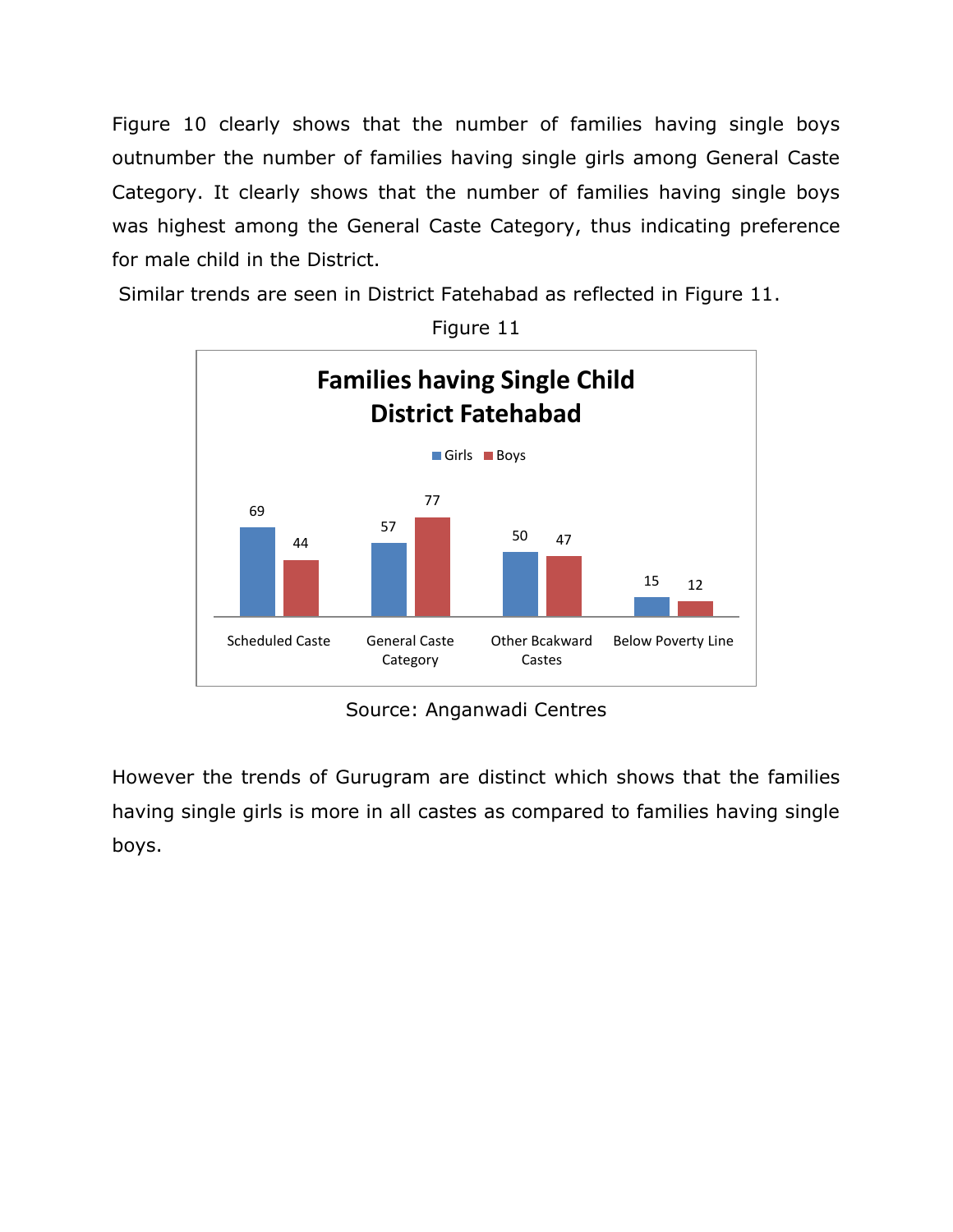Figure 10 clearly shows that the number of families having single boys outnumber the number of families having single girls among General Caste Category. It clearly shows that the number of families having single boys was highest among the General Caste Category, thus indicating preference for male child in the District.

Similar trends are seen in District Fatehabad as reflected in Figure 11.

Figure 11

**Families having Single Child District Fatehabad**

| | Girls | Boys |
|---|---|---|
| Scheduled Caste | 69 | 44 |
| General Caste Category | 57 | 77 |
| Other Bcakward Castes | 50 | 47 |
| Below Poverty Line | 15 | 12 |

Source: Anganwadi Centres

However the trends of Gurugram are distinct which shows that the families having single girls is more in all castes as compared to families having single boys.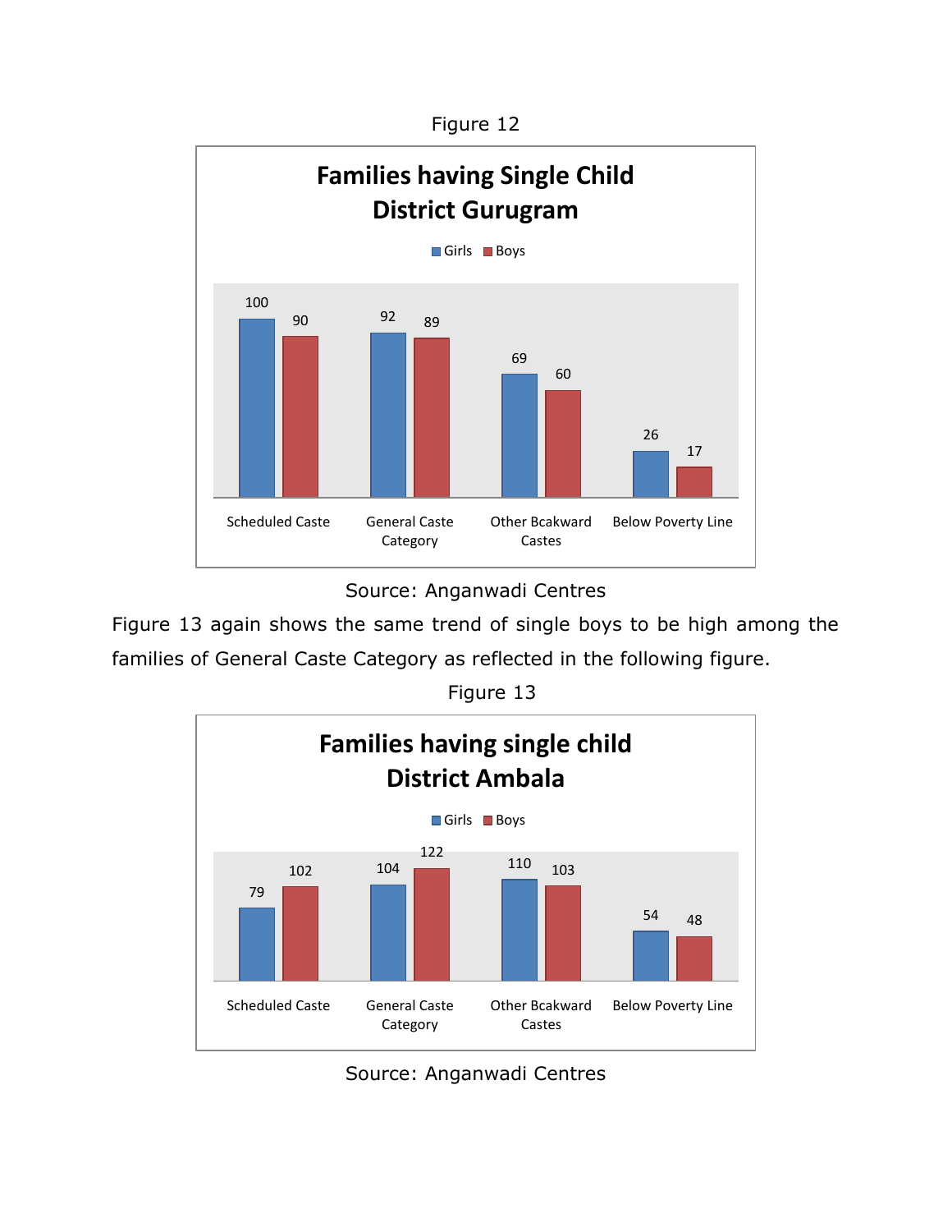Figure 12

**Families having Single Child District Gurugram**

| Category | Girls | Boys |
|---|---|---|
| Scheduled Caste | 100 | 90 |
| General Caste Category | 92 | 89 |
| Other Bcakward Castes | 69 | 60 |
| Below Poverty Line | 26 | 17 |

Source: Anganwadi Centres

Figure 13 again shows the same trend of single boys to be high among the families of General Caste Category as reflected in the following figure.

Figure 13

**Families having single child District Ambala**

| Category | Girls | Boys |
|---|---|---|
| Scheduled Caste | 79 | 102 |
| General Caste Category | 104 | 122 |
| Other Bcakward Castes | 110 | 103 |
| Below Poverty Line | 54 | 48 |

Source: Anganwadi Centres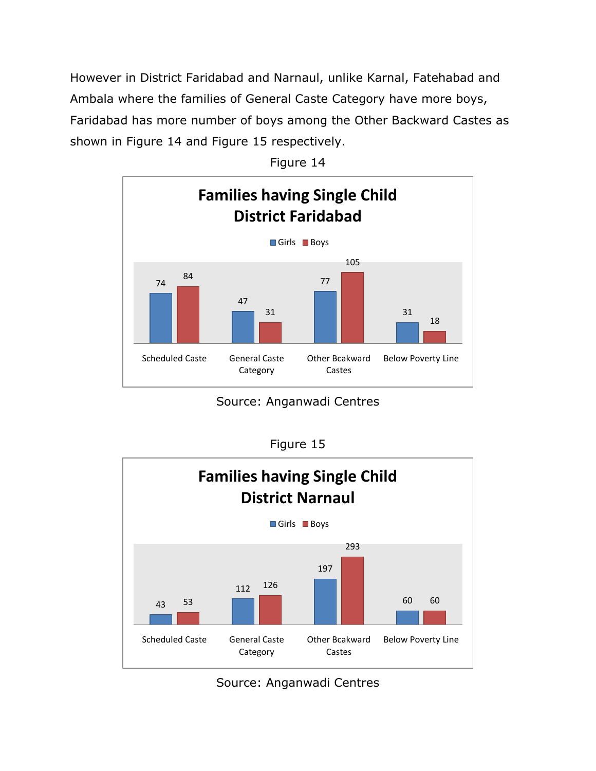However in District Faridabad and Narnaul, unlike Karnal, Fatehabad and Ambala where the families of General Caste Category have more boys, Faridabad has more number of boys among the Other Backward Castes as shown in Figure 14 and Figure 15 respectively.

Figure 14

**Families having Single Child District Faridabad**

| | Girls | Boys |
|---|---|---|
| Scheduled Caste | 74 | 84 |
| General Caste Category | 47 | 31 |
| Other Bcakward Castes | 77 | 105 |
| Below Poverty Line | 31 | 18 |

Source: Anganwadi Centres

Figure 15

**Families having Single Child District Narnaul**

| | Girls | Boys |
|---|---|---|
| Scheduled Caste | 43 | 53 |
| General Caste Category | 112 | 126 |
| Other Bcakward Castes | 197 | 293 |
| Below Poverty Line | 60 | 60 |

Source: Anganwadi Centres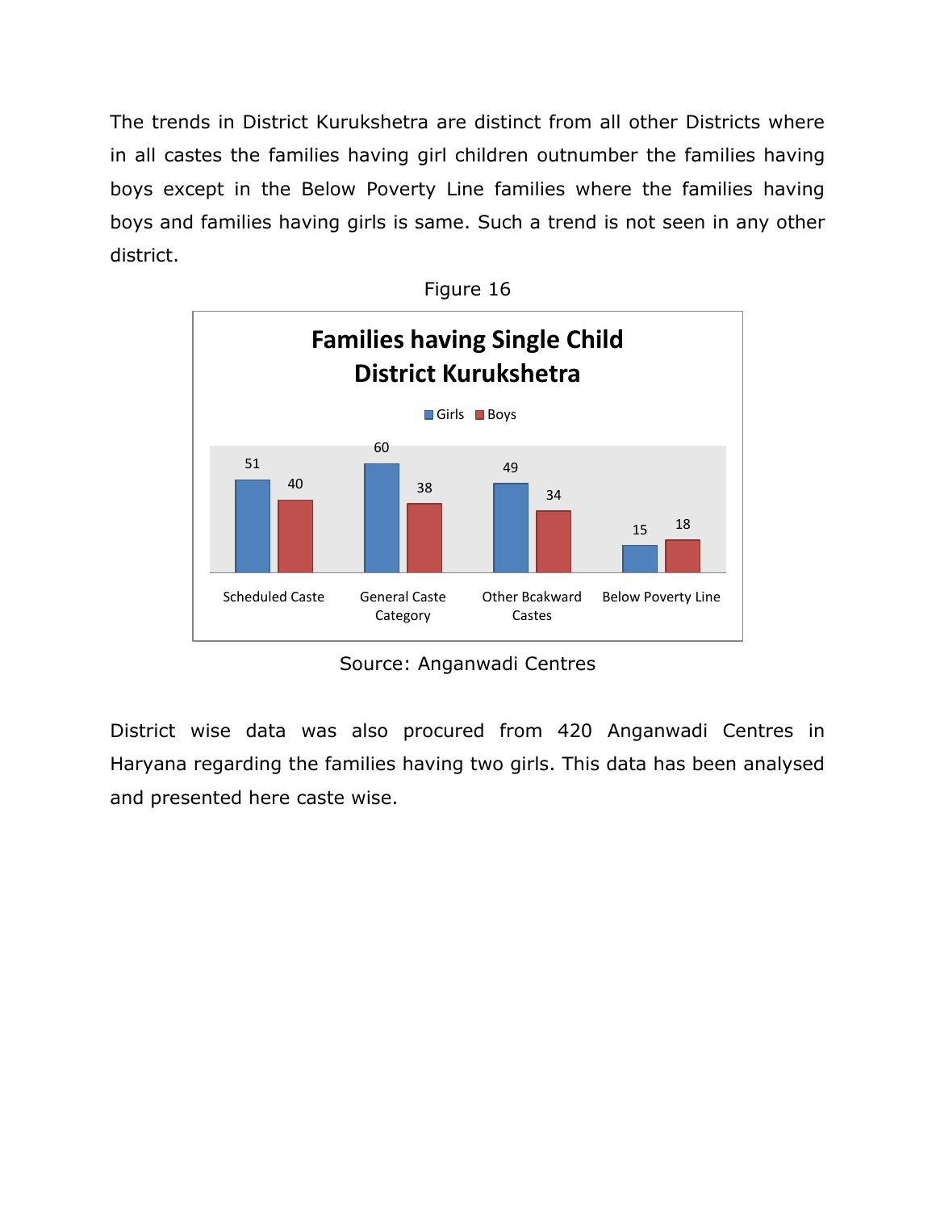The trends in District Kurukshetra are distinct from all other Districts where in all castes the families having girl children outnumber the families having boys except in the Below Poverty Line families where the families having boys and families having girls is same. Such a trend is not seen in any other district.

Figure 16

**Families having Single Child District Kurukshetra**

| | Girls | Boys |
|---|---|---|
| Scheduled Caste | 51 | 40 |
| General Caste Category | 60 | 38 |
| Other Bcakward Castes | 49 | 34 |
| Below Poverty Line | 15 | 18 |

Source: Anganwadi Centres

District wise data was also procured from 420 Anganwadi Centres in Haryana regarding the families having two girls. This data has been analysed and presented here caste wise.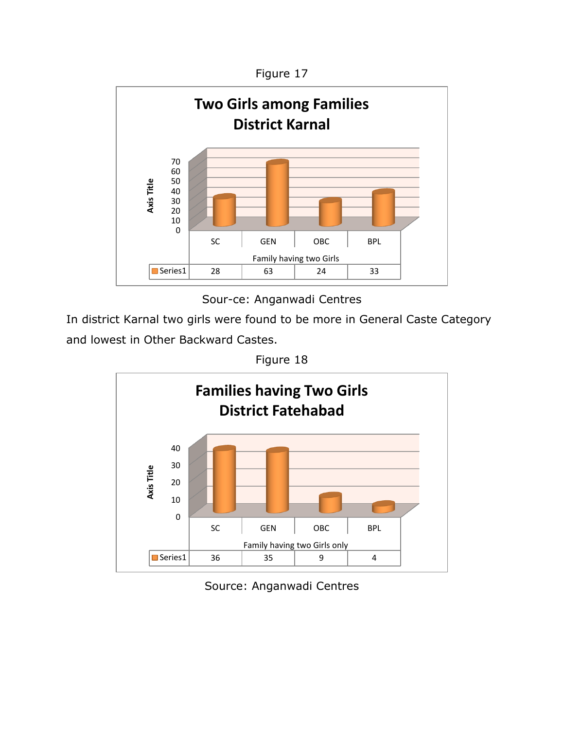Figure 17

**Two Girls among Families District Karnal**

| | SC | GEN | OBC | BPL |
|---|---|---|---|---|
| Series1 | 28 | 63 | 24 | 33 |

Family having two Girls

Sour-ce: Anganwadi Centres

In district Karnal two girls were found to be more in General Caste Category and lowest in Other Backward Castes.

Figure 18

**Families having Two Girls District Fatehabad**

| | SC | GEN | OBC | BPL |
|---|---|---|---|---|
| Series1 | 36 | 35 | 9 | 4 |

Family having two Girls only

Source: Anganwadi Centres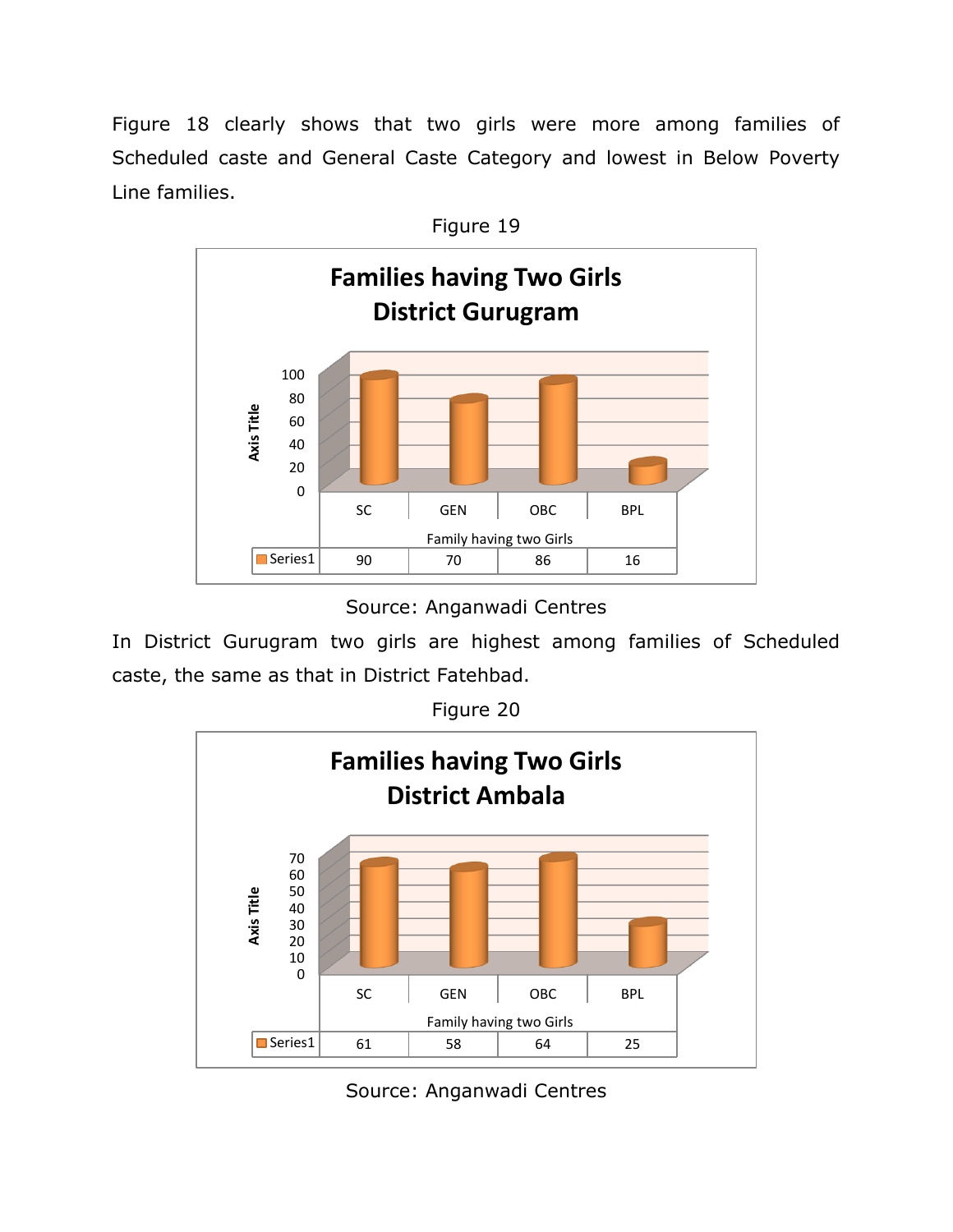Figure 18 clearly shows that two girls were more among families of Scheduled caste and General Caste Category and lowest in Below Poverty Line families.

Figure 19

**Families having Two Girls District Gurugram**

| | SC | GEN | OBC | BPL |
|---|---|---|---|---|
| Series1 | 90 | 70 | 86 | 16 |

Family having two Girls

Source: Anganwadi Centres

In District Gurugram two girls are highest among families of Scheduled caste, the same as that in District Fatehbad.

Figure 20

**Families having Two Girls District Ambala**

| | SC | GEN | OBC | BPL |
|---|---|---|---|---|
| Series1 | 61 | 58 | 64 | 25 |

Family having two Girls

Source: Anganwadi Centres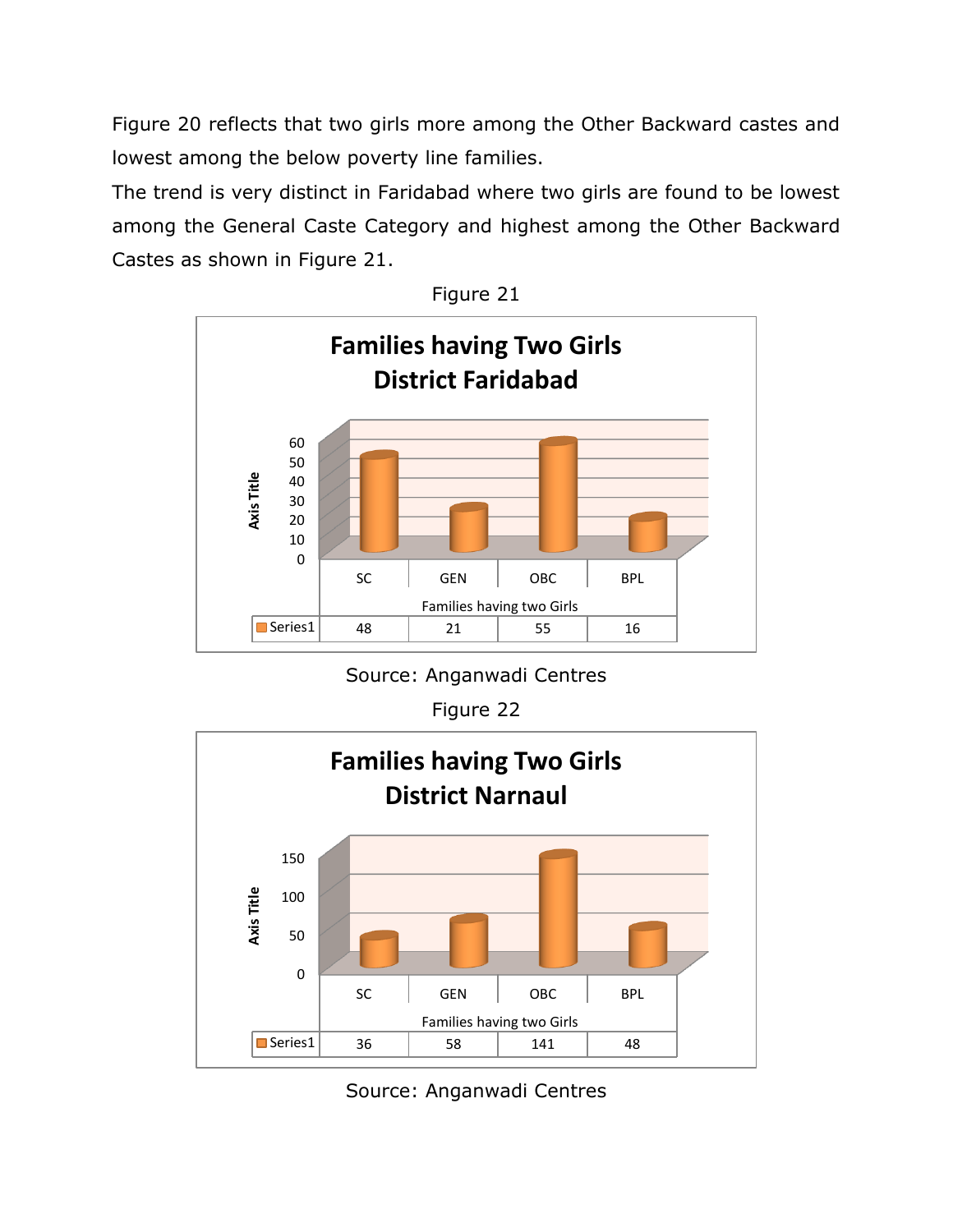Figure 20 reflects that two girls more among the Other Backward castes and lowest among the below poverty line families.

The trend is very distinct in Faridabad where two girls are found to be lowest among the General Caste Category and highest among the Other Backward Castes as shown in Figure 21.

Figure 21

**Families having Two Girls District Faridabad**

| | SC | GEN | OBC | BPL |
|---|---|---|---|---|
| Series1 | 48 | 21 | 55 | 16 |

Source: Anganwadi Centres

Figure 22

**Families having Two Girls District Narnaul**

| | SC | GEN | OBC | BPL |
|---|---|---|---|---|
| Series1 | 36 | 58 | 141 | 48 |

Source: Anganwadi Centres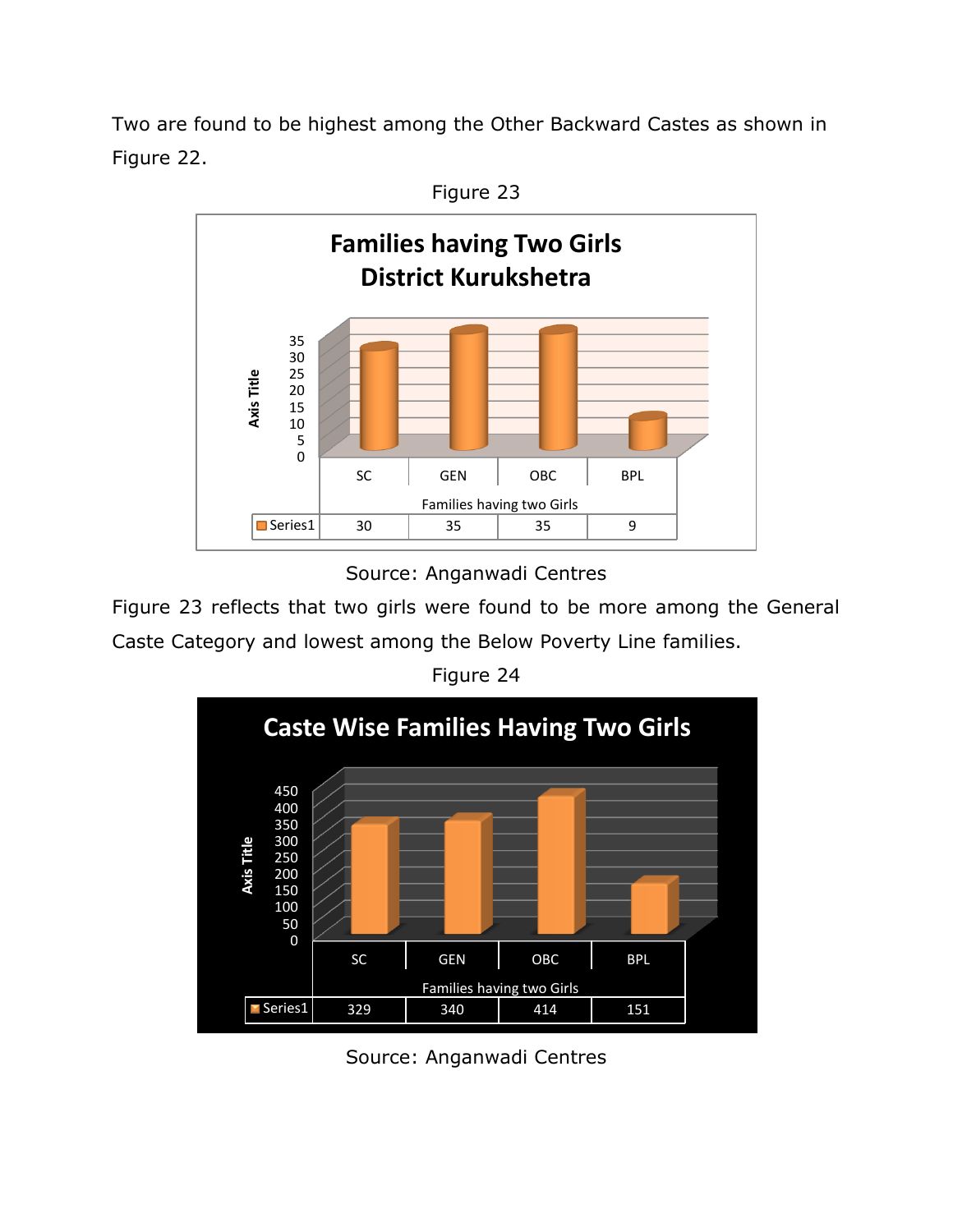Two are found to be highest among the Other Backward Castes as shown in Figure 22.

Figure 23

**Families having Two Girls District Kurukshetra**

| | SC | GEN | OBC | BPL |
|---|---|---|---|---|
| Series1 | 30 | 35 | 35 | 9 |

Source: Anganwadi Centres

Figure 23 reflects that two girls were found to be more among the General Caste Category and lowest among the Below Poverty Line families.

Figure 24

**Caste Wise Families Having Two Girls**

| | SC | GEN | OBC | BPL |
|---|---|---|---|---|
| Series1 | 329 | 340 | 414 | 151 |

Source: Anganwadi Centres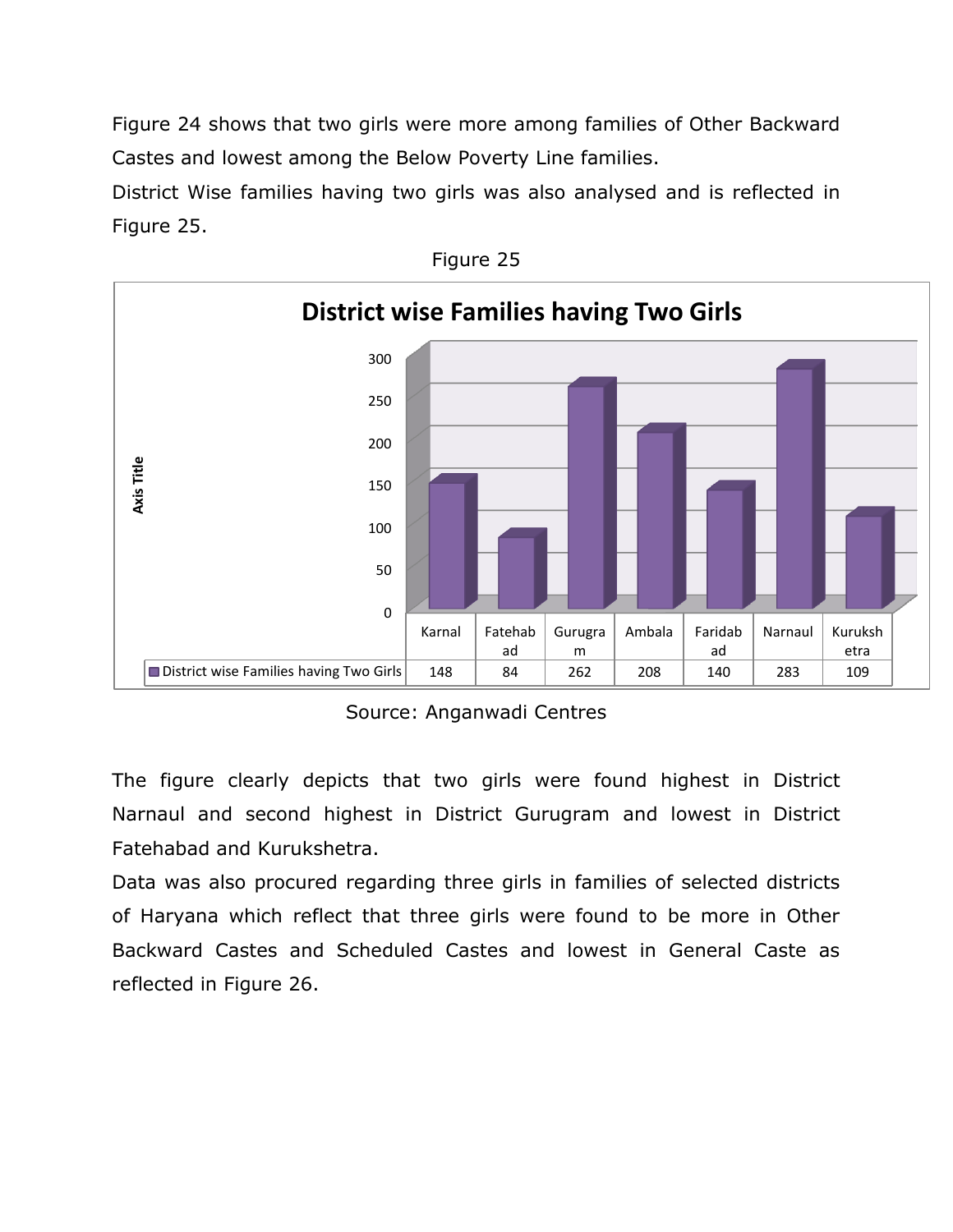Figure 24 shows that two girls were more among families of Other Backward Castes and lowest among the Below Poverty Line families.

District Wise families having two girls was also analysed and is reflected in Figure 25.

Figure 25

**District wise Families having Two Girls**

| | Karnal | Fatehabad | Gurugram | Ambala | Faridabad | Narnaul | Kurukshetra |
|---|---|---|---|---|---|---|---|
| District wise Families having Two Girls | 148 | 84 | 262 | 208 | 140 | 283 | 109 |

Source: Anganwadi Centres

The figure clearly depicts that two girls were found highest in District Narnaul and second highest in District Gurugram and lowest in District Fatehabad and Kurukshetra.

Data was also procured regarding three girls in families of selected districts of Haryana which reflect that three girls were found to be more in Other Backward Castes and Scheduled Castes and lowest in General Caste as reflected in Figure 26.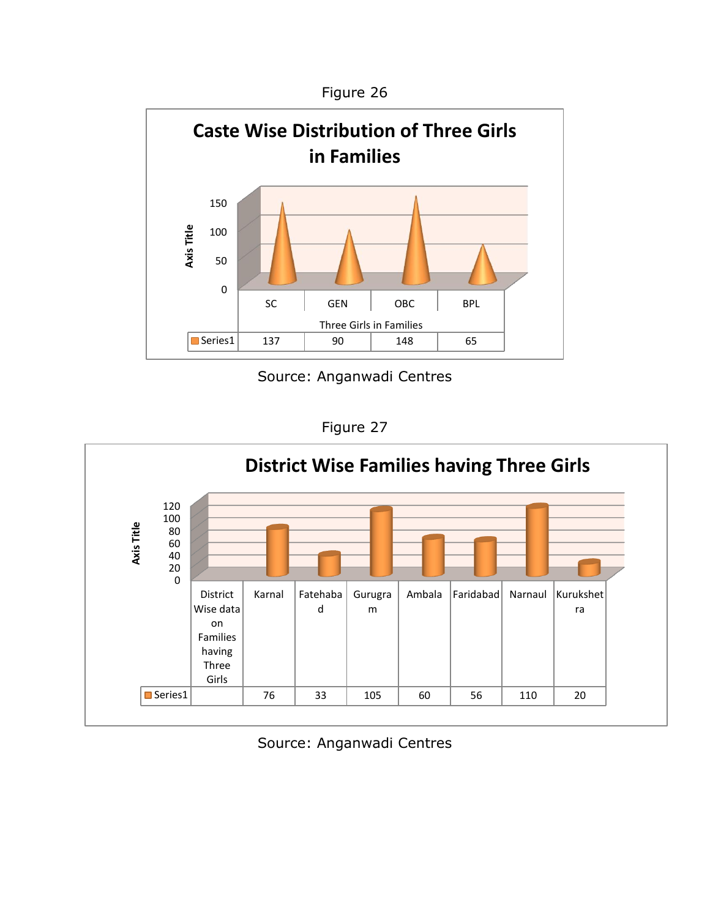Figure 26

**Caste Wise Distribution of Three Girls in Families**

| | SC | GEN | OBC | BPL |
|---|---|---|---|---|
| Series1 | 137 | 90 | 148 | 65 |

Three Girls in Families

Source: Anganwadi Centres

Figure 27

**District Wise Families having Three Girls**

| District Wise data on Families having Three Girls | Karnal | Fatehabad | Gurugram | Ambala | Faridabad | Narnaul | Kurukshetra |
|---|---|---|---|---|---|---|---|
| Series1 | 76 | 33 | 105 | 60 | 56 | 110 | 20 |

Source: Anganwadi Centres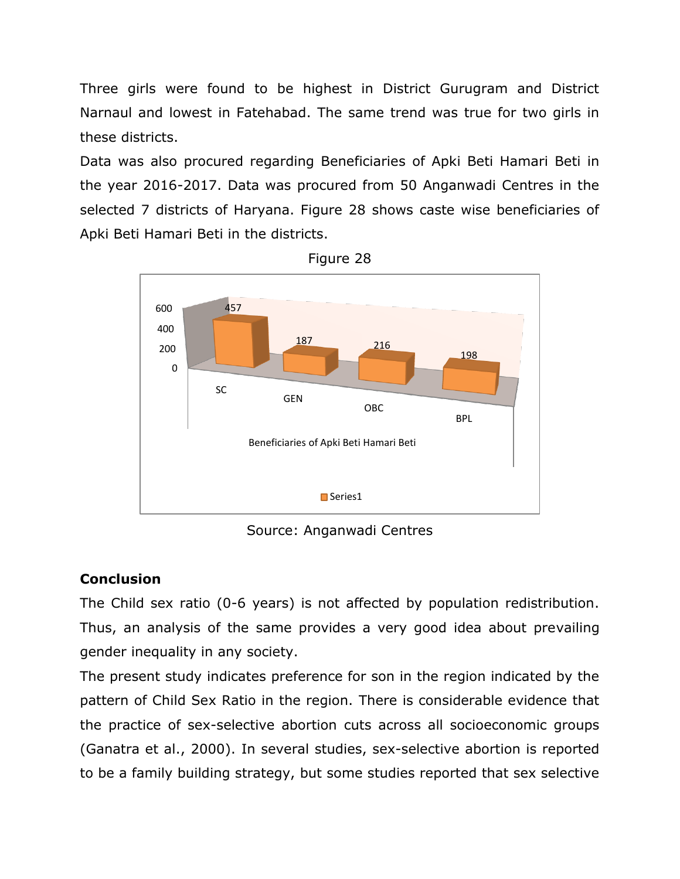Three girls were found to be highest in District Gurugram and District Narnaul and lowest in Fatehabad. The same trend was true for two girls in these districts.

Data was also procured regarding Beneficiaries of Apki Beti Hamari Beti in the year 2016-2017. Data was procured from 50 Anganwadi Centres in the selected 7 districts of Haryana. Figure 28 shows caste wise beneficiaries of Apki Beti Hamari Beti in the districts.

Figure 28

| Beneficiaries of Apki Beti Hamari Beti | Series1 |
|---|---|
| SC | 457 |
| GEN | 187 |
| OBC | 216 |
| BPL | 198 |

Source: Anganwadi Centres

## Conclusion

The Child sex ratio (0-6 years) is not affected by population redistribution. Thus, an analysis of the same provides a very good idea about prevailing gender inequality in any society.

The present study indicates preference for son in the region indicated by the pattern of Child Sex Ratio in the region. There is considerable evidence that the practice of sex-selective abortion cuts across all socioeconomic groups (Ganatra et al., 2000). In several studies, sex-selective abortion is reported to be a family building strategy, but some studies reported that sex selective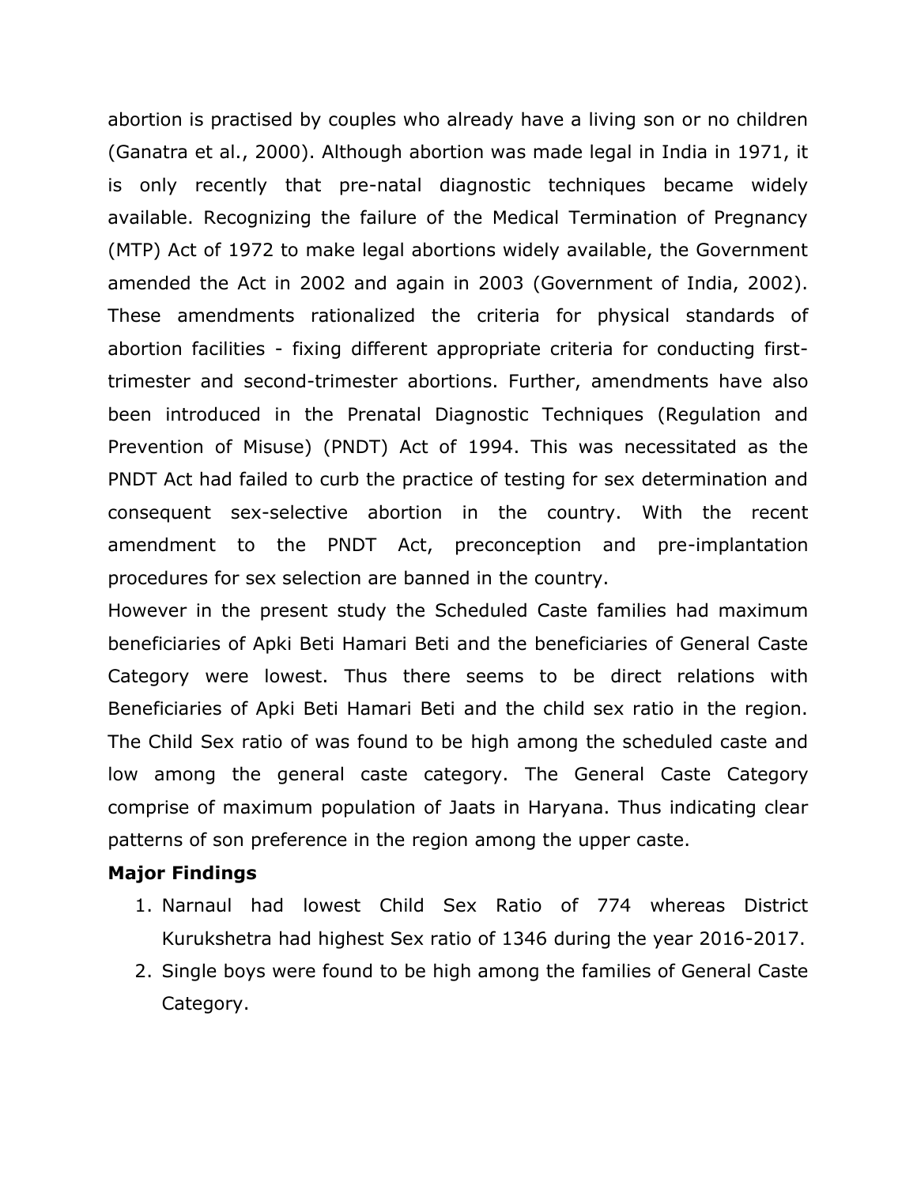abortion is practised by couples who already have a living son or no children (Ganatra et al., 2000). Although abortion was made legal in India in 1971, it is only recently that pre-natal diagnostic techniques became widely available. Recognizing the failure of the Medical Termination of Pregnancy (MTP) Act of 1972 to make legal abortions widely available, the Government amended the Act in 2002 and again in 2003 (Government of India, 2002). These amendments rationalized the criteria for physical standards of abortion facilities - fixing different appropriate criteria for conducting first-trimester and second-trimester abortions. Further, amendments have also been introduced in the Prenatal Diagnostic Techniques (Regulation and Prevention of Misuse) (PNDT) Act of 1994. This was necessitated as the PNDT Act had failed to curb the practice of testing for sex determination and consequent sex-selective abortion in the country. With the recent amendment to the PNDT Act, preconception and pre-implantation procedures for sex selection are banned in the country.

However in the present study the Scheduled Caste families had maximum beneficiaries of Apki Beti Hamari Beti and the beneficiaries of General Caste Category were lowest. Thus there seems to be direct relations with Beneficiaries of Apki Beti Hamari Beti and the child sex ratio in the region. The Child Sex ratio of was found to be high among the scheduled caste and low among the general caste category. The General Caste Category comprise of maximum population of Jaats in Haryana. Thus indicating clear patterns of son preference in the region among the upper caste.

**Major Findings**

1. Narnaul had lowest Child Sex Ratio of 774 whereas District Kurukshetra had highest Sex ratio of 1346 during the year 2016-2017.
2. Single boys were found to be high among the families of General Caste Category.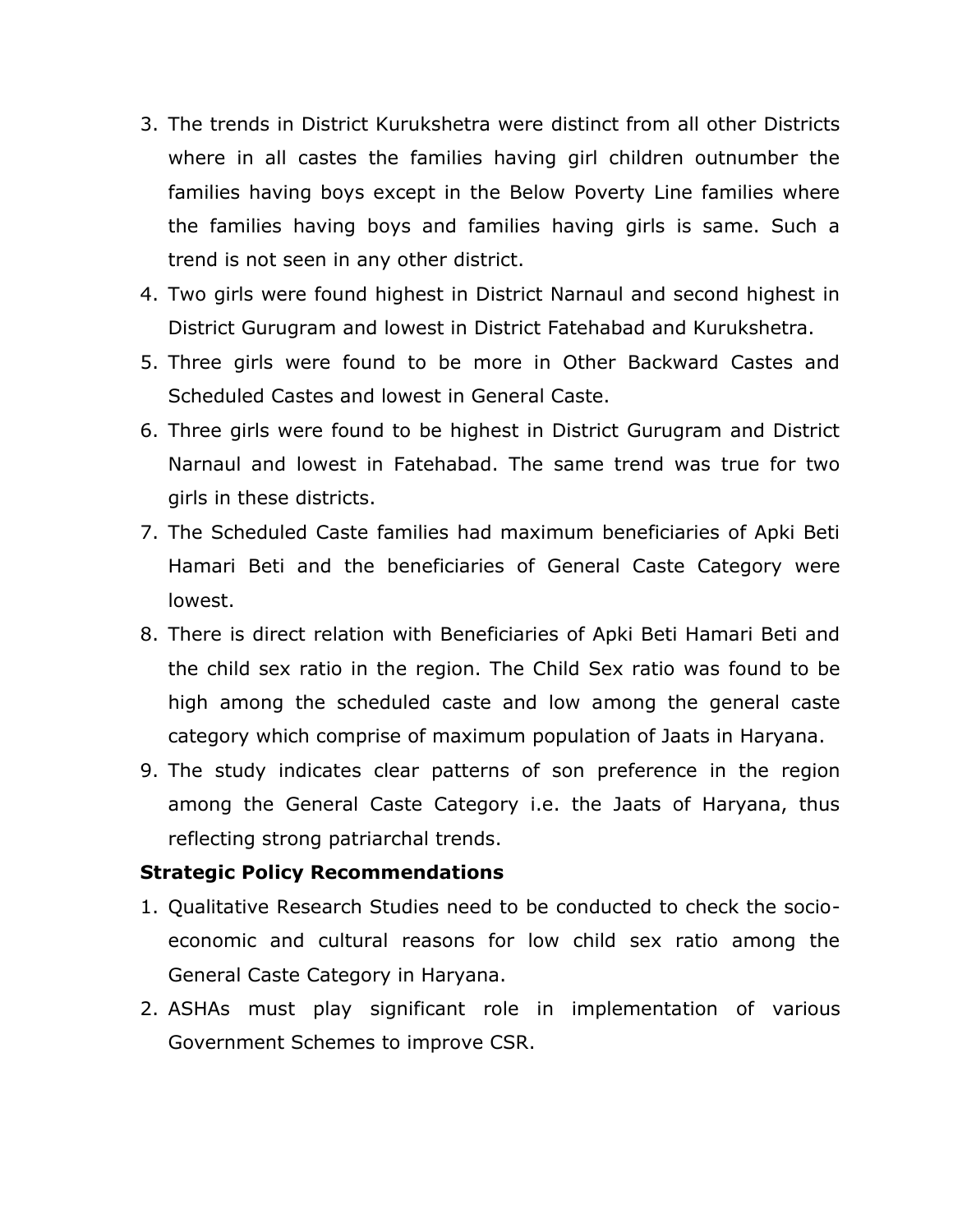3. The trends in District Kurukshetra were distinct from all other Districts where in all castes the families having girl children outnumber the families having boys except in the Below Poverty Line families where the families having boys and families having girls is same. Such a trend is not seen in any other district.
4. Two girls were found highest in District Narnaul and second highest in District Gurugram and lowest in District Fatehabad and Kurukshetra.
5. Three girls were found to be more in Other Backward Castes and Scheduled Castes and lowest in General Caste.
6. Three girls were found to be highest in District Gurugram and District Narnaul and lowest in Fatehabad. The same trend was true for two girls in these districts.
7. The Scheduled Caste families had maximum beneficiaries of Apki Beti Hamari Beti and the beneficiaries of General Caste Category were lowest.
8. There is direct relation with Beneficiaries of Apki Beti Hamari Beti and the child sex ratio in the region. The Child Sex ratio was found to be high among the scheduled caste and low among the general caste category which comprise of maximum population of Jaats in Haryana.
9. The study indicates clear patterns of son preference in the region among the General Caste Category i.e. the Jaats of Haryana, thus reflecting strong patriarchal trends.

**Strategic Policy Recommendations**

1. Qualitative Research Studies need to be conducted to check the socio-economic and cultural reasons for low child sex ratio among the General Caste Category in Haryana.
2. ASHAs must play significant role in implementation of various Government Schemes to improve CSR.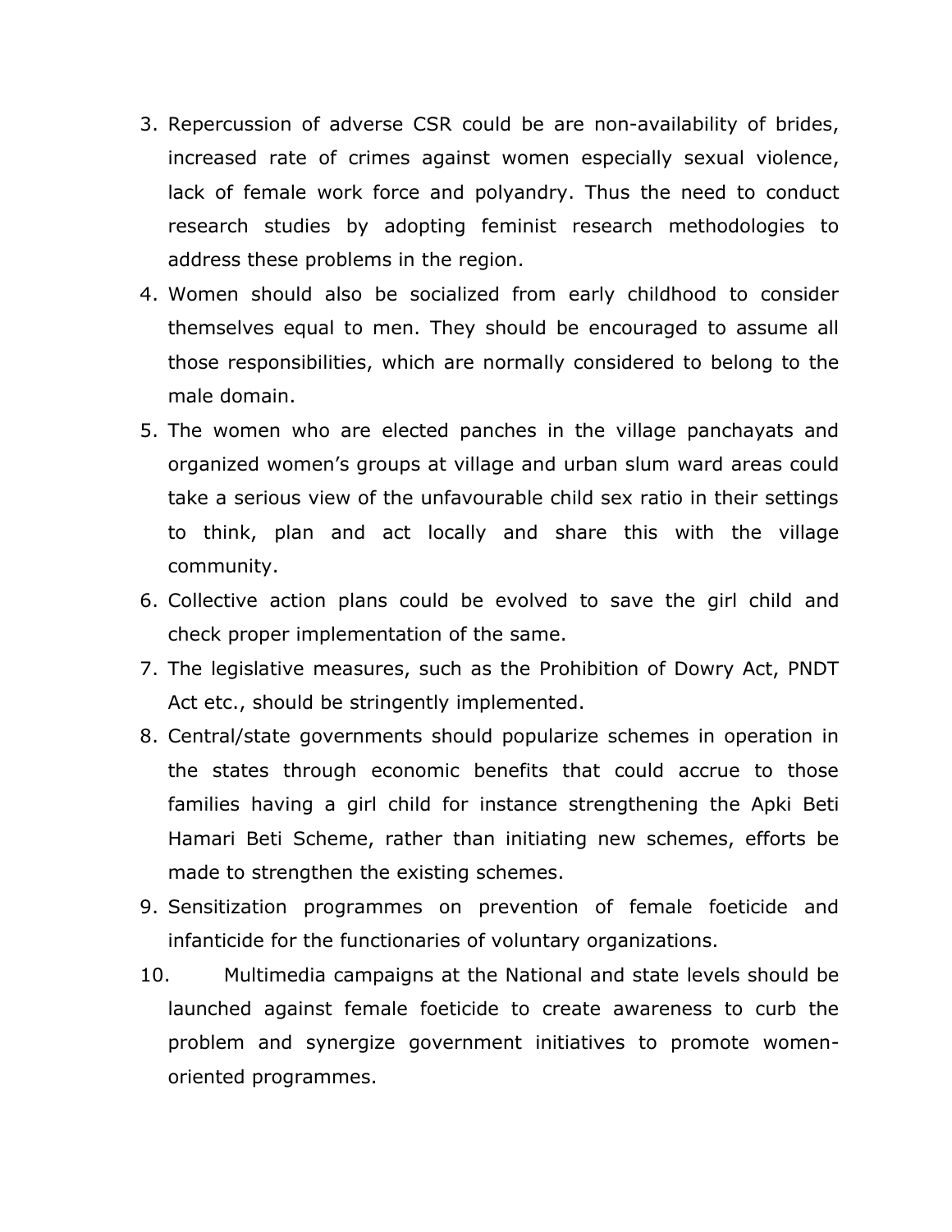3. Repercussion of adverse CSR could be are non-availability of brides, increased rate of crimes against women especially sexual violence, lack of female work force and polyandry. Thus the need to conduct research studies by adopting feminist research methodologies to address these problems in the region.
4. Women should also be socialized from early childhood to consider themselves equal to men. They should be encouraged to assume all those responsibilities, which are normally considered to belong to the male domain.
5. The women who are elected panches in the village panchayats and organized women's groups at village and urban slum ward areas could take a serious view of the unfavourable child sex ratio in their settings to think, plan and act locally and share this with the village community.
6. Collective action plans could be evolved to save the girl child and check proper implementation of the same.
7. The legislative measures, such as the Prohibition of Dowry Act, PNDT Act etc., should be stringently implemented.
8. Central/state governments should popularize schemes in operation in the states through economic benefits that could accrue to those families having a girl child for instance strengthening the Apki Beti Hamari Beti Scheme, rather than initiating new schemes, efforts be made to strengthen the existing schemes.
9. Sensitization programmes on prevention of female foeticide and infanticide for the functionaries of voluntary organizations.
10. Multimedia campaigns at the National and state levels should be launched against female foeticide to create awareness to curb the problem and synergize government initiatives to promote women-oriented programmes.